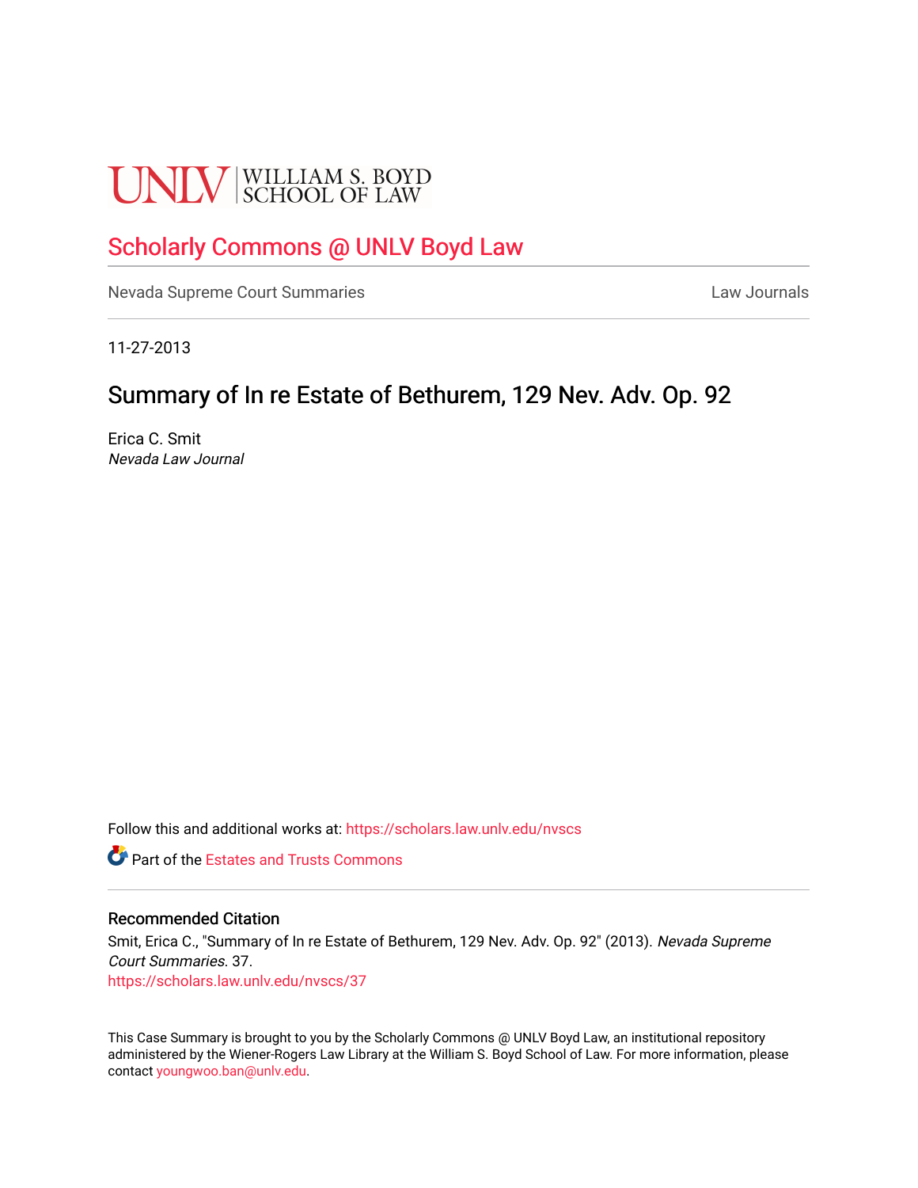UNLV | WILLIAM S. BOYD SCHOOL OF LAW

# Scholarly Commons @ UNLV Boyd Law

Nevada Supreme Court Summaries | Law Journals

11-27-2013

## Summary of In re Estate of Bethurem, 129 Nev. Adv. Op. 92

Erica C. Smit
*Nevada Law Journal*

Follow this and additional works at: https://scholars.law.unlv.edu/nvscs

Part of the Estates and Trusts Commons

### Recommended Citation

Smit, Erica C., "Summary of In re Estate of Bethurem, 129 Nev. Adv. Op. 92" (2013). *Nevada Supreme Court Summaries*. 37.
https://scholars.law.unlv.edu/nvscs/37

This Case Summary is brought to you by the Scholarly Commons @ UNLV Boyd Law, an institutional repository administered by the Wiener-Rogers Law Library at the William S. Boyd School of Law. For more information, please contact youngwoo.ban@unlv.edu.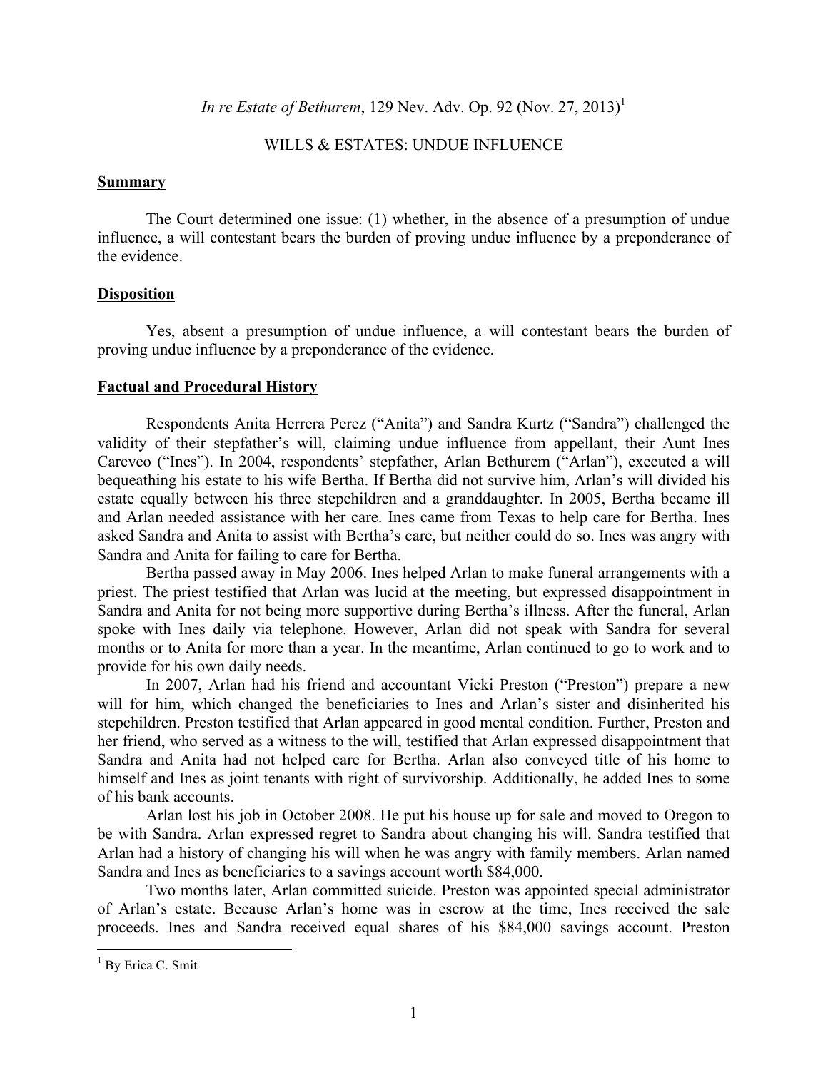*In re Estate of Bethurem*, 129 Nev. Adv. Op. 92 (Nov. 27, 2013)[1]

WILLS & ESTATES: UNDUE INFLUENCE

## Summary

The Court determined one issue: (1) whether, in the absence of a presumption of undue influence, a will contestant bears the burden of proving undue influence by a preponderance of the evidence.

## Disposition

Yes, absent a presumption of undue influence, a will contestant bears the burden of proving undue influence by a preponderance of the evidence.

## Factual and Procedural History

Respondents Anita Herrera Perez ("Anita") and Sandra Kurtz ("Sandra") challenged the validity of their stepfather's will, claiming undue influence from appellant, their Aunt Ines Careveo ("Ines"). In 2004, respondents' stepfather, Arlan Bethurem ("Arlan"), executed a will bequeathing his estate to his wife Bertha. If Bertha did not survive him, Arlan's will divided his estate equally between his three stepchildren and a granddaughter. In 2005, Bertha became ill and Arlan needed assistance with her care. Ines came from Texas to help care for Bertha. Ines asked Sandra and Anita to assist with Bertha's care, but neither could do so. Ines was angry with Sandra and Anita for failing to care for Bertha.

Bertha passed away in May 2006. Ines helped Arlan to make funeral arrangements with a priest. The priest testified that Arlan was lucid at the meeting, but expressed disappointment in Sandra and Anita for not being more supportive during Bertha's illness. After the funeral, Arlan spoke with Ines daily via telephone. However, Arlan did not speak with Sandra for several months or to Anita for more than a year. In the meantime, Arlan continued to go to work and to provide for his own daily needs.

In 2007, Arlan had his friend and accountant Vicki Preston ("Preston") prepare a new will for him, which changed the beneficiaries to Ines and Arlan's sister and disinherited his stepchildren. Preston testified that Arlan appeared in good mental condition. Further, Preston and her friend, who served as a witness to the will, testified that Arlan expressed disappointment that Sandra and Anita had not helped care for Bertha. Arlan also conveyed title of his home to himself and Ines as joint tenants with right of survivorship. Additionally, he added Ines to some of his bank accounts.

Arlan lost his job in October 2008. He put his house up for sale and moved to Oregon to be with Sandra. Arlan expressed regret to Sandra about changing his will. Sandra testified that Arlan had a history of changing his will when he was angry with family members. Arlan named Sandra and Ines as beneficiaries to a savings account worth $84,000.

Two months later, Arlan committed suicide. Preston was appointed special administrator of Arlan's estate. Because Arlan's home was in escrow at the time, Ines received the sale proceeds. Ines and Sandra received equal shares of his $84,000 savings account. Preston

---

[1] By Erica C. Smit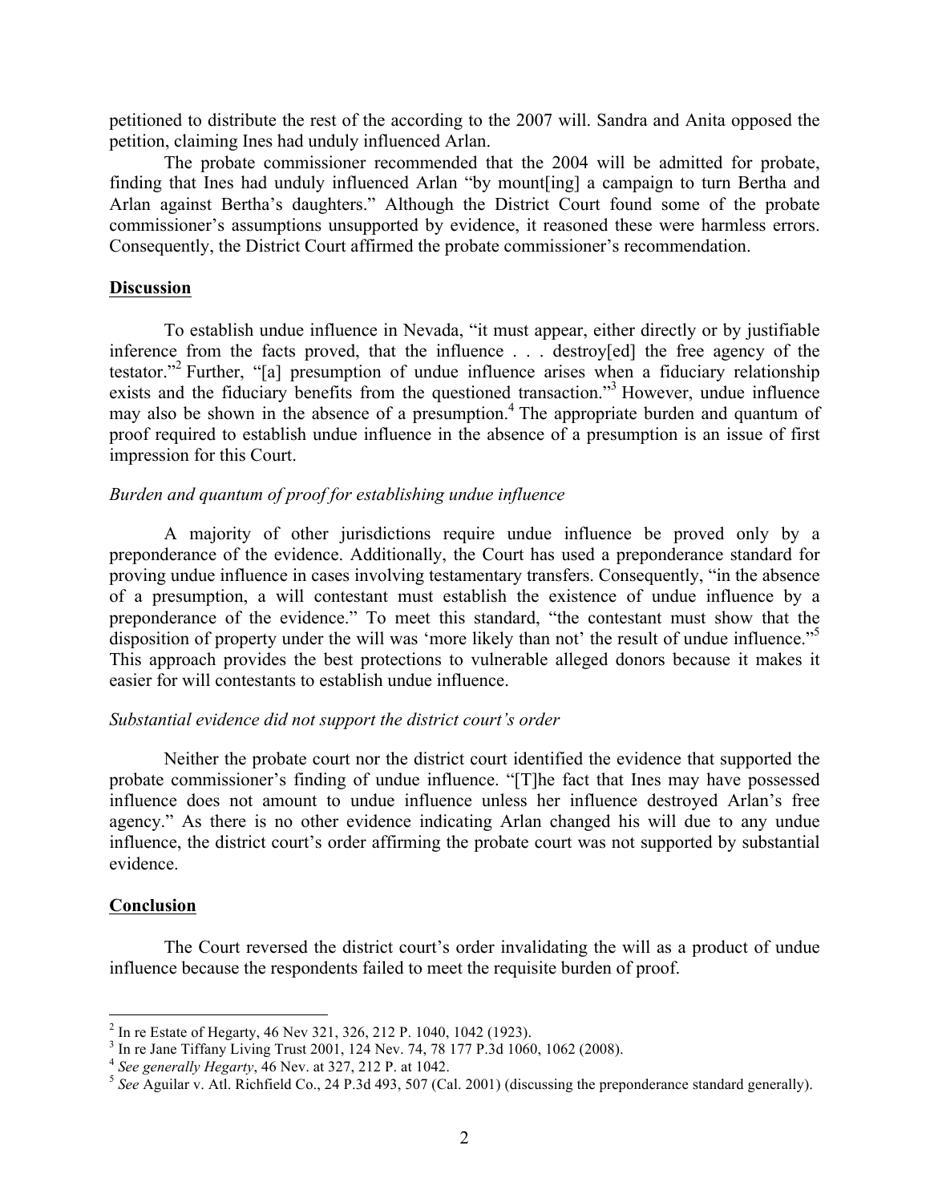petitioned to distribute the rest of the according to the 2007 will. Sandra and Anita opposed the petition, claiming Ines had unduly influenced Arlan.

The probate commissioner recommended that the 2004 will be admitted for probate, finding that Ines had unduly influenced Arlan "by mount[ing] a campaign to turn Bertha and Arlan against Bertha's daughters." Although the District Court found some of the probate commissioner's assumptions unsupported by evidence, it reasoned these were harmless errors. Consequently, the District Court affirmed the probate commissioner's recommendation.

## Discussion

To establish undue influence in Nevada, "it must appear, either directly or by justifiable inference from the facts proved, that the influence . . . destroy[ed] the free agency of the testator."[2] Further, "[a] presumption of undue influence arises when a fiduciary relationship exists and the fiduciary benefits from the questioned transaction."[3] However, undue influence may also be shown in the absence of a presumption.[4] The appropriate burden and quantum of proof required to establish undue influence in the absence of a presumption is an issue of first impression for this Court.

*Burden and quantum of proof for establishing undue influence*

A majority of other jurisdictions require undue influence be proved only by a preponderance of the evidence. Additionally, the Court has used a preponderance standard for proving undue influence in cases involving testamentary transfers. Consequently, "in the absence of a presumption, a will contestant must establish the existence of undue influence by a preponderance of the evidence." To meet this standard, "the contestant must show that the disposition of property under the will was 'more likely than not' the result of undue influence."[5] This approach provides the best protections to vulnerable alleged donors because it makes it easier for will contestants to establish undue influence.

*Substantial evidence did not support the district court's order*

Neither the probate court nor the district court identified the evidence that supported the probate commissioner's finding of undue influence. "[T]he fact that Ines may have possessed influence does not amount to undue influence unless her influence destroyed Arlan's free agency." As there is no other evidence indicating Arlan changed his will due to any undue influence, the district court's order affirming the probate court was not supported by substantial evidence.

## Conclusion

The Court reversed the district court's order invalidating the will as a product of undue influence because the respondents failed to meet the requisite burden of proof.

---

[2] In re Estate of Hegarty, 46 Nev 321, 326, 212 P. 1040, 1042 (1923).

[3] In re Jane Tiffany Living Trust 2001, 124 Nev. 74, 78 177 P.3d 1060, 1062 (2008).

[4] *See generally Hegarty*, 46 Nev. at 327, 212 P. at 1042.

[5] *See* Aguilar v. Atl. Richfield Co., 24 P.3d 493, 507 (Cal. 2001) (discussing the preponderance standard generally).